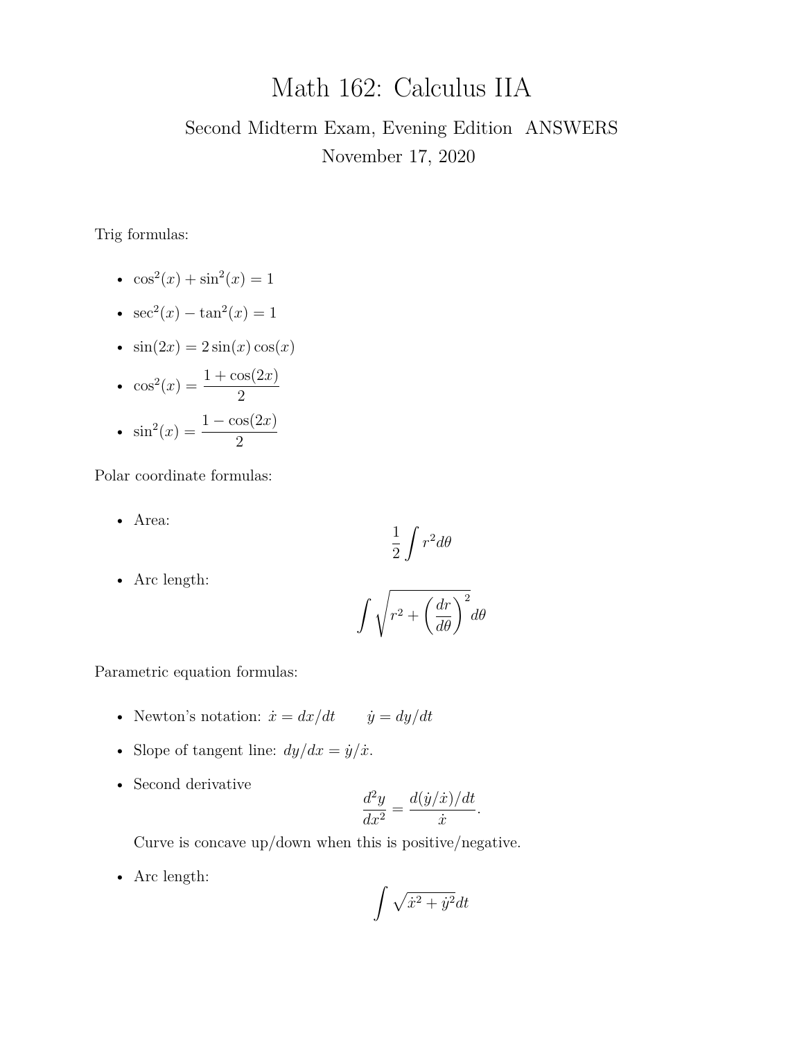# Math 162: Calculus IIA

## Second Midterm Exam, Evening Edition ANSWERS

November 17, 2020

Trig formulas:

- $\cos^2(x) + \sin^2(x) = 1$
- $\sec^2(x) - \tan^2(x) = 1$
- $\sin(2x) = 2\sin(x)\cos(x)$
- $\cos^2(x) = \dfrac{1 + \cos(2x)}{2}$
- $\sin^2(x) = \dfrac{1 - \cos(2x)}{2}$

Polar coordinate formulas:

- Area:
$$\frac{1}{2}\int r^2 d\theta$$
- Arc length:
$$\int \sqrt{r^2 + \left(\frac{dr}{d\theta}\right)^2} d\theta$$

Parametric equation formulas:

- Newton's notation: $\dot{x} = dx/dt \qquad \dot{y} = dy/dt$
- Slope of tangent line: $dy/dx = \dot{y}/\dot{x}$.
- Second derivative
$$\frac{d^2y}{dx^2} = \frac{d(\dot{y}/\dot{x})/dt}{\dot{x}}.$$
Curve is concave up/down when this is positive/negative.
- Arc length:
$$\int \sqrt{\dot{x}^2 + \dot{y}^2} dt$$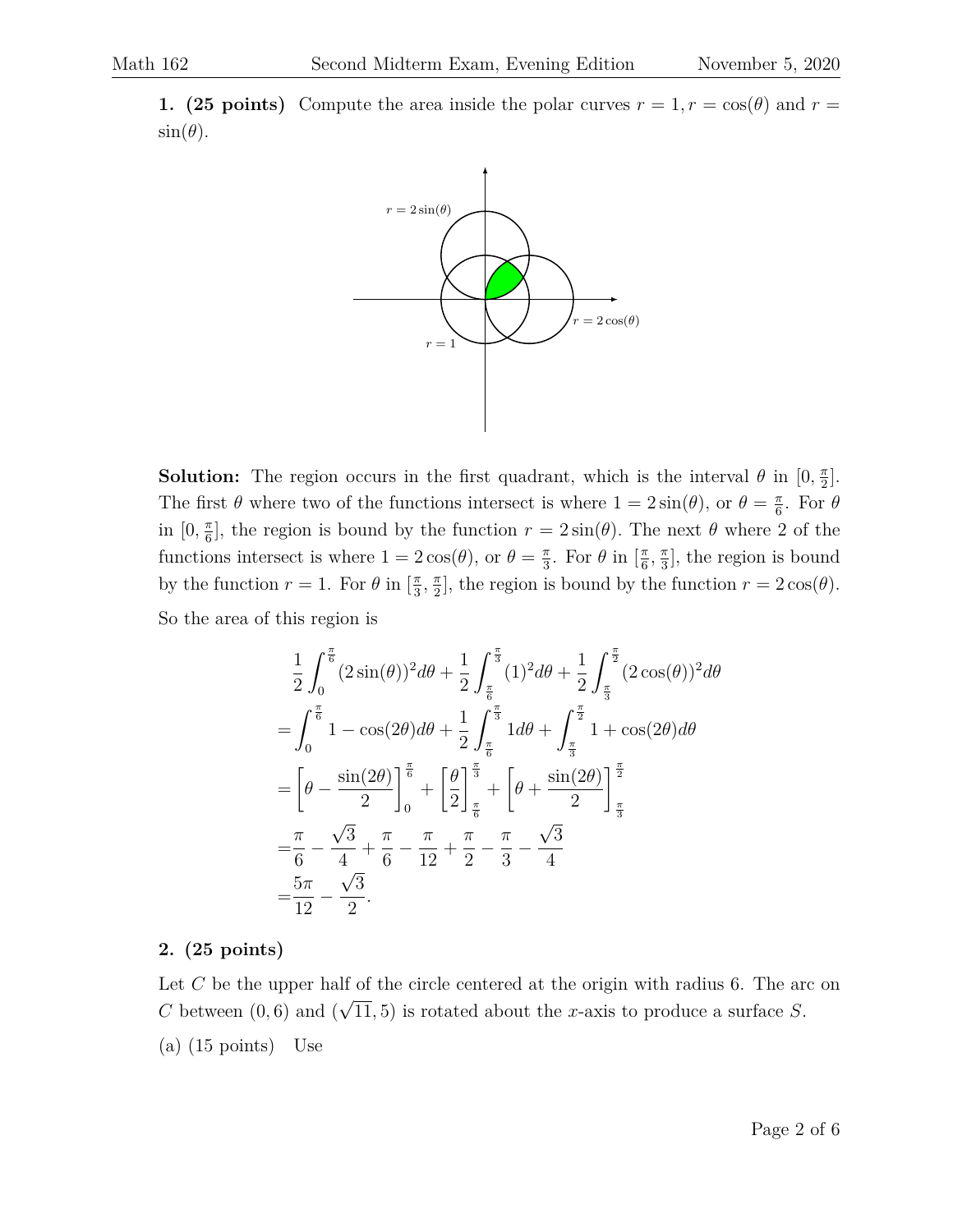**1. (25 points)** Compute the area inside the polar curves $r = 1, r = \cos(\theta)$ and $r = \sin(\theta)$.

**Solution:** The region occurs in the first quadrant, which is the interval $\theta$ in $[0, \frac{\pi}{2}]$. The first $\theta$ where two of the functions intersect is where $1 = 2\sin(\theta)$, or $\theta = \frac{\pi}{6}$. For $\theta$ in $[0, \frac{\pi}{6}]$, the region is bound by the function $r = 2\sin(\theta)$. The next $\theta$ where 2 of the functions intersect is where $1 = 2\cos(\theta)$, or $\theta = \frac{\pi}{3}$. For $\theta$ in $[\frac{\pi}{6}, \frac{\pi}{3}]$, the region is bound by the function $r = 1$. For $\theta$ in $[\frac{\pi}{3}, \frac{\pi}{2}]$, the region is bound by the function $r = 2\cos(\theta)$.

So the area of this region is

$$
\begin{aligned}
&\frac{1}{2}\int_0^{\frac{\pi}{6}} (2\sin(\theta))^2 d\theta + \frac{1}{2}\int_{\frac{\pi}{6}}^{\frac{\pi}{3}} (1)^2 d\theta + \frac{1}{2}\int_{\frac{\pi}{3}}^{\frac{\pi}{2}} (2\cos(\theta))^2 d\theta \\
=&\int_0^{\frac{\pi}{6}} 1 - \cos(2\theta) d\theta + \frac{1}{2}\int_{\frac{\pi}{6}}^{\frac{\pi}{3}} 1 d\theta + \int_{\frac{\pi}{3}}^{\frac{\pi}{2}} 1 + \cos(2\theta) d\theta \\
=&\left[\theta - \frac{\sin(2\theta)}{2}\right]_0^{\frac{\pi}{6}} + \left[\frac{\theta}{2}\right]_{\frac{\pi}{6}}^{\frac{\pi}{3}} + \left[\theta + \frac{\sin(2\theta)}{2}\right]_{\frac{\pi}{3}}^{\frac{\pi}{2}} \\
=&\frac{\pi}{6} - \frac{\sqrt{3}}{4} + \frac{\pi}{6} - \frac{\pi}{12} + \frac{\pi}{2} - \frac{\pi}{3} - \frac{\sqrt{3}}{4} \\
=&\frac{5\pi}{12} - \frac{\sqrt{3}}{2}.
\end{aligned}
$$

**2. (25 points)**

Let $C$ be the upper half of the circle centered at the origin with radius 6. The arc on $C$ between $(0, 6)$ and $(\sqrt{11}, 5)$ is rotated about the $x$-axis to produce a surface $S$.

(a) (15 points) Use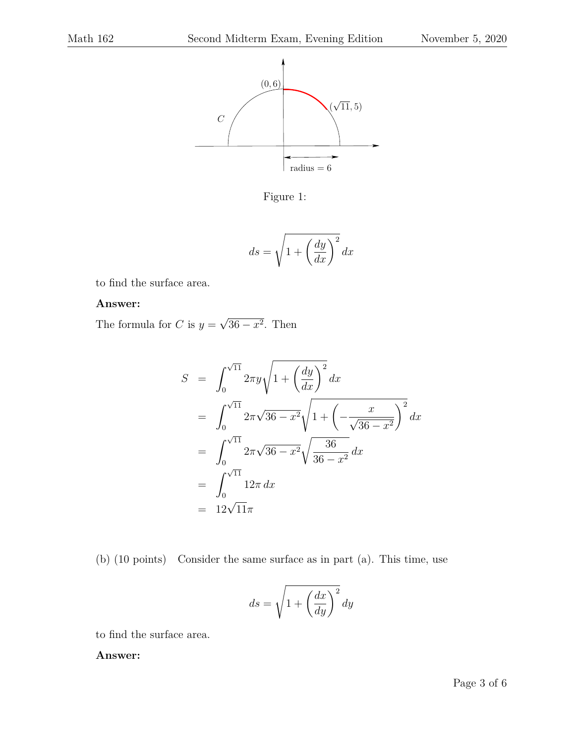Figure 1:

$$ds = \sqrt{1 + \left(\frac{dy}{dx}\right)^2}\, dx$$

to find the surface area.

**Answer:**

The formula for $C$ is $y = \sqrt{36 - x^2}$. Then

$$
\begin{aligned}
S &= \int_0^{\sqrt{11}} 2\pi y \sqrt{1 + \left(\frac{dy}{dx}\right)^2}\, dx \\
&= \int_0^{\sqrt{11}} 2\pi \sqrt{36 - x^2} \sqrt{1 + \left(-\frac{x}{\sqrt{36 - x^2}}\right)^2}\, dx \\
&= \int_0^{\sqrt{11}} 2\pi \sqrt{36 - x^2} \sqrt{\frac{36}{36 - x^2}}\, dx \\
&= \int_0^{\sqrt{11}} 12\pi\, dx \\
&= 12\sqrt{11}\pi
\end{aligned}
$$

(b) (10 points) Consider the same surface as in part (a). This time, use

$$ds = \sqrt{1 + \left(\frac{dx}{dy}\right)^2}\, dy$$

to find the surface area.

**Answer:**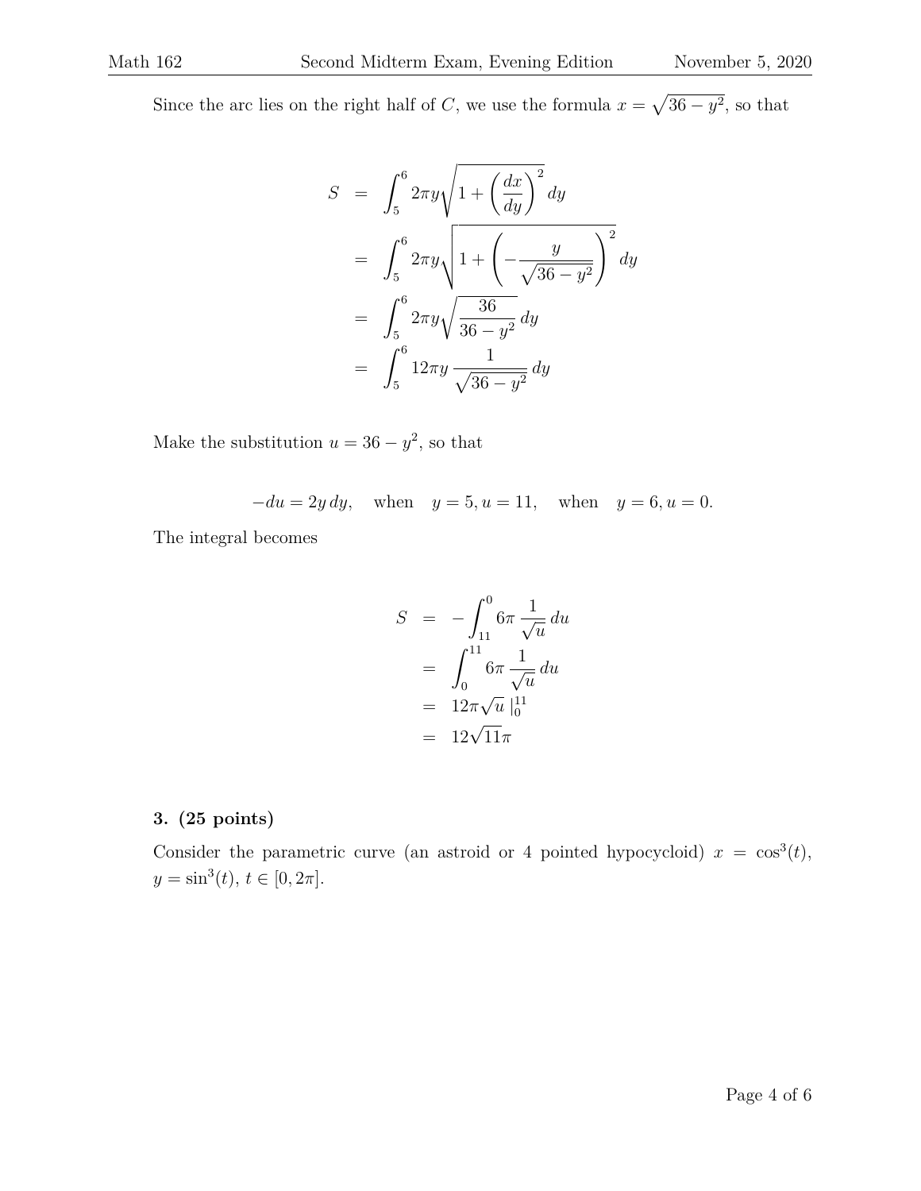Since the arc lies on the right half of $C$, we use the formula $x = \sqrt{36 - y^2}$, so that

$$
\begin{aligned}
S &= \int_5^6 2\pi y \sqrt{1 + \left(\frac{dx}{dy}\right)^2}\, dy \\
&= \int_5^6 2\pi y \sqrt{1 + \left(-\frac{y}{\sqrt{36 - y^2}}\right)^2}\, dy \\
&= \int_5^6 2\pi y \sqrt{\frac{36}{36 - y^2}}\, dy \\
&= \int_5^6 12\pi y \, \frac{1}{\sqrt{36 - y^2}}\, dy
\end{aligned}
$$

Make the substitution $u = 36 - y^2$, so that

$$
-du = 2y\, dy, \quad \text{when} \quad y = 5, u = 11, \quad \text{when} \quad y = 6, u = 0.
$$

The integral becomes

$$
\begin{aligned}
S &= -\int_{11}^0 6\pi \, \frac{1}{\sqrt{u}}\, du \\
&= \int_0^{11} 6\pi \, \frac{1}{\sqrt{u}}\, du \\
&= 12\pi\sqrt{u}\,\Big|_0^{11} \\
&= 12\sqrt{11}\pi
\end{aligned}
$$

**3. (25 points)**

Consider the parametric curve (an astroid or 4 pointed hypocycloid) $x = \cos^3(t)$, $y = \sin^3(t)$, $t \in [0, 2\pi]$.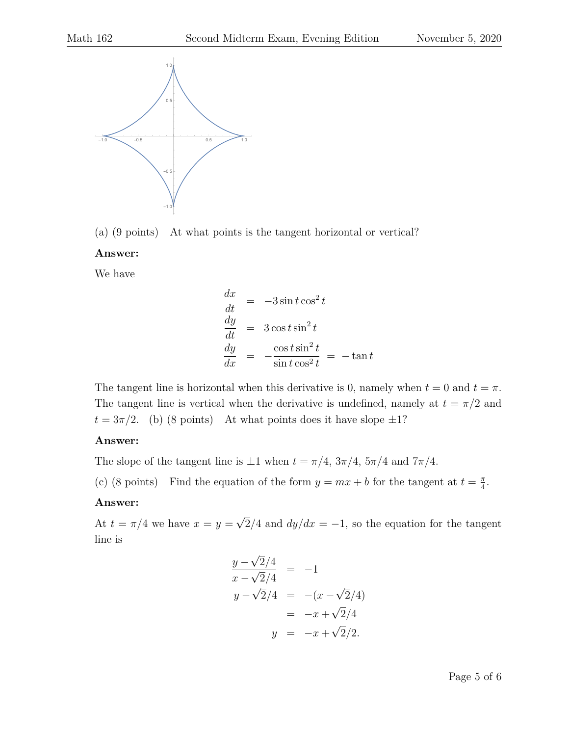(a) (9 points) At what points is the tangent horizontal or vertical?

**Answer:**

We have

$$\begin{aligned}
\frac{dx}{dt} &= -3\sin t\cos^2 t \\
\frac{dy}{dt} &= 3\cos t\sin^2 t \\
\frac{dy}{dx} &= -\frac{\cos t\sin^2 t}{\sin t\cos^2 t} = -\tan t
\end{aligned}$$

The tangent line is horizontal when this derivative is 0, namely when $t = 0$ and $t = \pi$. The tangent line is vertical when the derivative is undefined, namely at $t = \pi/2$ and $t = 3\pi/2$.

(b) (8 points) At what points does it have slope $\pm 1$?

**Answer:**

The slope of the tangent line is $\pm 1$ when $t = \pi/4$, $3\pi/4$, $5\pi/4$ and $7\pi/4$.

(c) (8 points) Find the equation of the form $y = mx + b$ for the tangent at $t = \frac{\pi}{4}$.

**Answer:**

At $t = \pi/4$ we have $x = y = \sqrt{2}/4$ and $dy/dx = -1$, so the equation for the tangent line is

$$\begin{aligned}
\frac{y - \sqrt{2}/4}{x - \sqrt{2}/4} &= -1 \\
y - \sqrt{2}/4 &= -(x - \sqrt{2}/4) \\
&= -x + \sqrt{2}/4 \\
y &= -x + \sqrt{2}/2.
\end{aligned}$$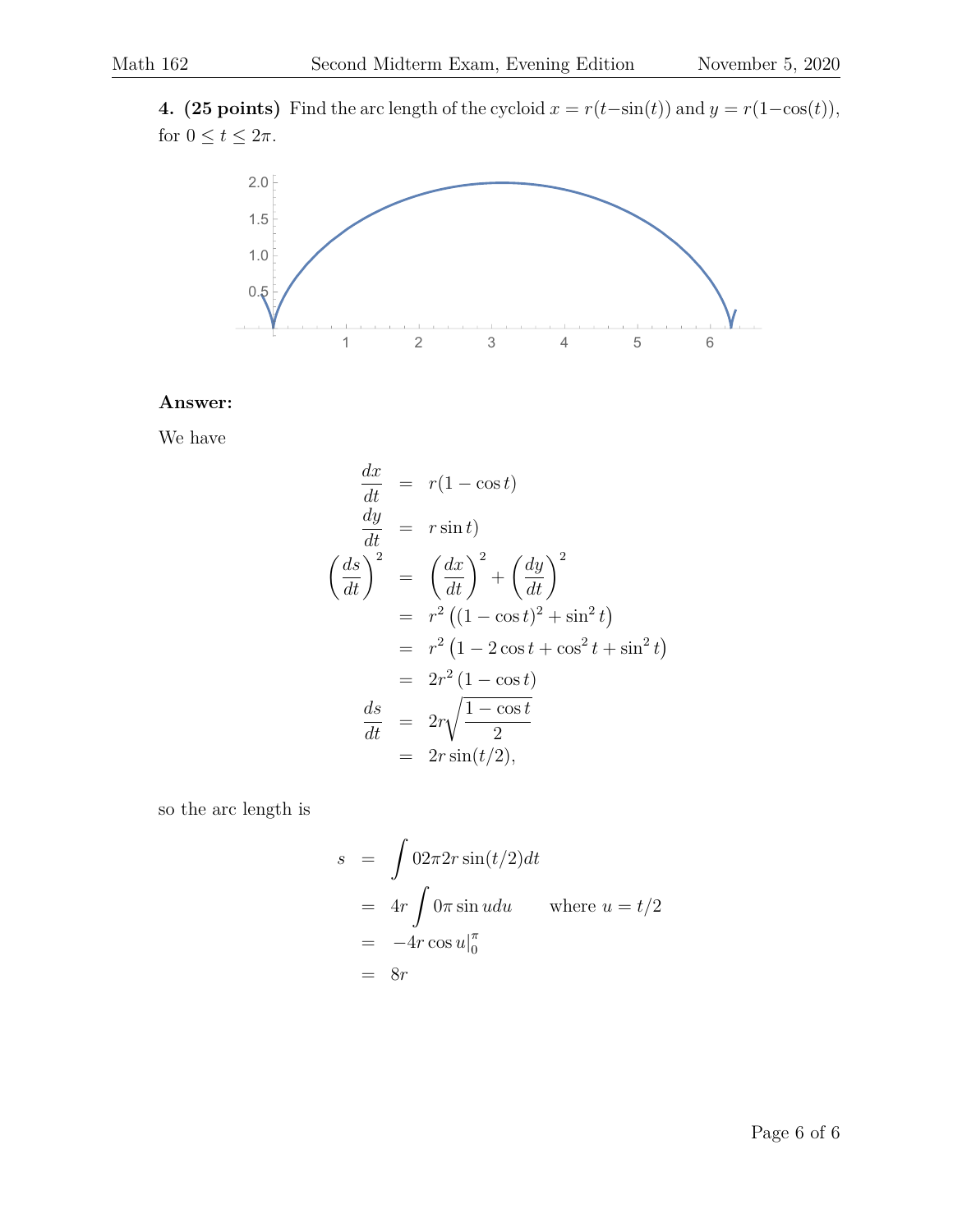**4. (25 points)** Find the arc length of the cycloid $x = r(t - \sin(t))$ and $y = r(1 - \cos(t))$, for $0 \leq t \leq 2\pi$.

2.0
1.5
1.0
0.5
1 2 3 4 5 6

**Answer:**

We have

$$
\begin{aligned}
\frac{dx}{dt} &= r(1 - \cos t) \\
\frac{dy}{dt} &= r \sin t) \\
\left(\frac{ds}{dt}\right)^2 &= \left(\frac{dx}{dt}\right)^2 + \left(\frac{dy}{dt}\right)^2 \\
&= r^2 \left((1 - \cos t)^2 + \sin^2 t\right) \\
&= r^2 \left(1 - 2\cos t + \cos^2 t + \sin^2 t\right) \\
&= 2r^2 \left(1 - \cos t\right) \\
\frac{ds}{dt} &= 2r\sqrt{\frac{1 - \cos t}{2}} \\
&= 2r \sin(t/2),
\end{aligned}
$$

so the arc length is

$$
\begin{aligned}
s &= \int 02\pi 2r \sin(t/2) dt \\
&= 4r \int 0\pi \sin u du \qquad \text{where } u = t/2 \\
&= -4r \cos u|_0^\pi \\
&= 8r
\end{aligned}
$$